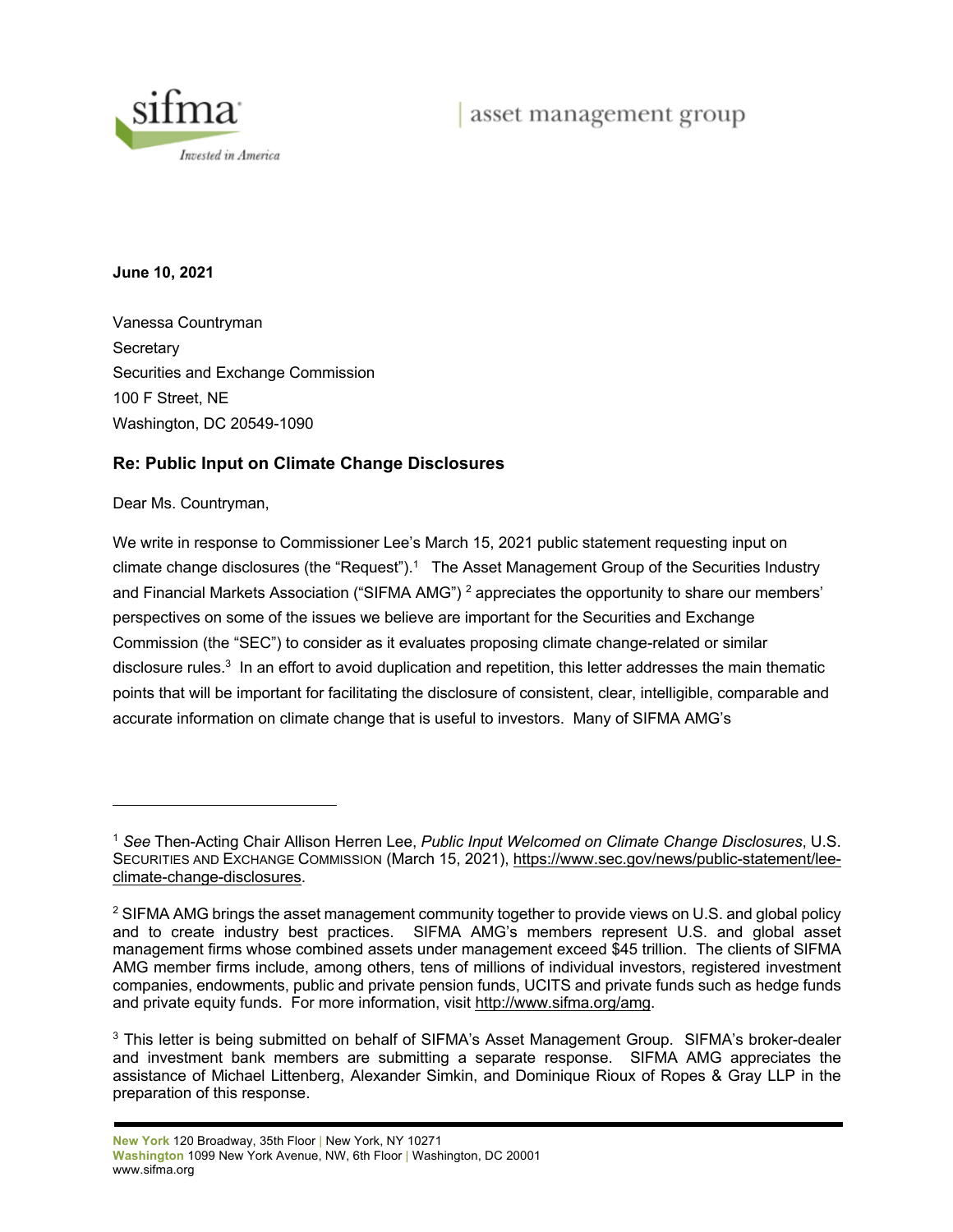sifma

*Invested in America*

asset management group

**June 10, 2021**

Vanessa Countryman
Secretary
Securities and Exchange Commission
100 F Street, NE
Washington, DC 20549-1090

### Re: Public Input on Climate Change Disclosures

Dear Ms. Countryman,

We write in response to Commissioner Lee's March 15, 2021 public statement requesting input on climate change disclosures (the "Request").[1] The Asset Management Group of the Securities Industry and Financial Markets Association ("SIFMA AMG") [2] appreciates the opportunity to share our members' perspectives on some of the issues we believe are important for the Securities and Exchange Commission (the "SEC") to consider as it evaluates proposing climate change-related or similar disclosure rules.[3] In an effort to avoid duplication and repetition, this letter addresses the main thematic points that will be important for facilitating the disclosure of consistent, clear, intelligible, comparable and accurate information on climate change that is useful to investors. Many of SIFMA AMG's

---

[1] *See* Then-Acting Chair Allison Herren Lee, *Public Input Welcomed on Climate Change Disclosures*, U.S. SECURITIES AND EXCHANGE COMMISSION (March 15, 2021), https://www.sec.gov/news/public-statement/lee-climate-change-disclosures.

[2] SIFMA AMG brings the asset management community together to provide views on U.S. and global policy and to create industry best practices. SIFMA AMG's members represent U.S. and global asset management firms whose combined assets under management exceed $45 trillion. The clients of SIFMA AMG member firms include, among others, tens of millions of individual investors, registered investment companies, endowments, public and private pension funds, UCITS and private funds such as hedge funds and private equity funds. For more information, visit http://www.sifma.org/amg.

[3] This letter is being submitted on behalf of SIFMA's Asset Management Group. SIFMA's broker-dealer and investment bank members are submitting a separate response. SIFMA AMG appreciates the assistance of Michael Littenberg, Alexander Simkin, and Dominique Rioux of Ropes & Gray LLP in the preparation of this response.

**New York** 120 Broadway, 35th Floor | New York, NY 10271
**Washington** 1099 New York Avenue, NW, 6th Floor | Washington, DC 20001
www.sifma.org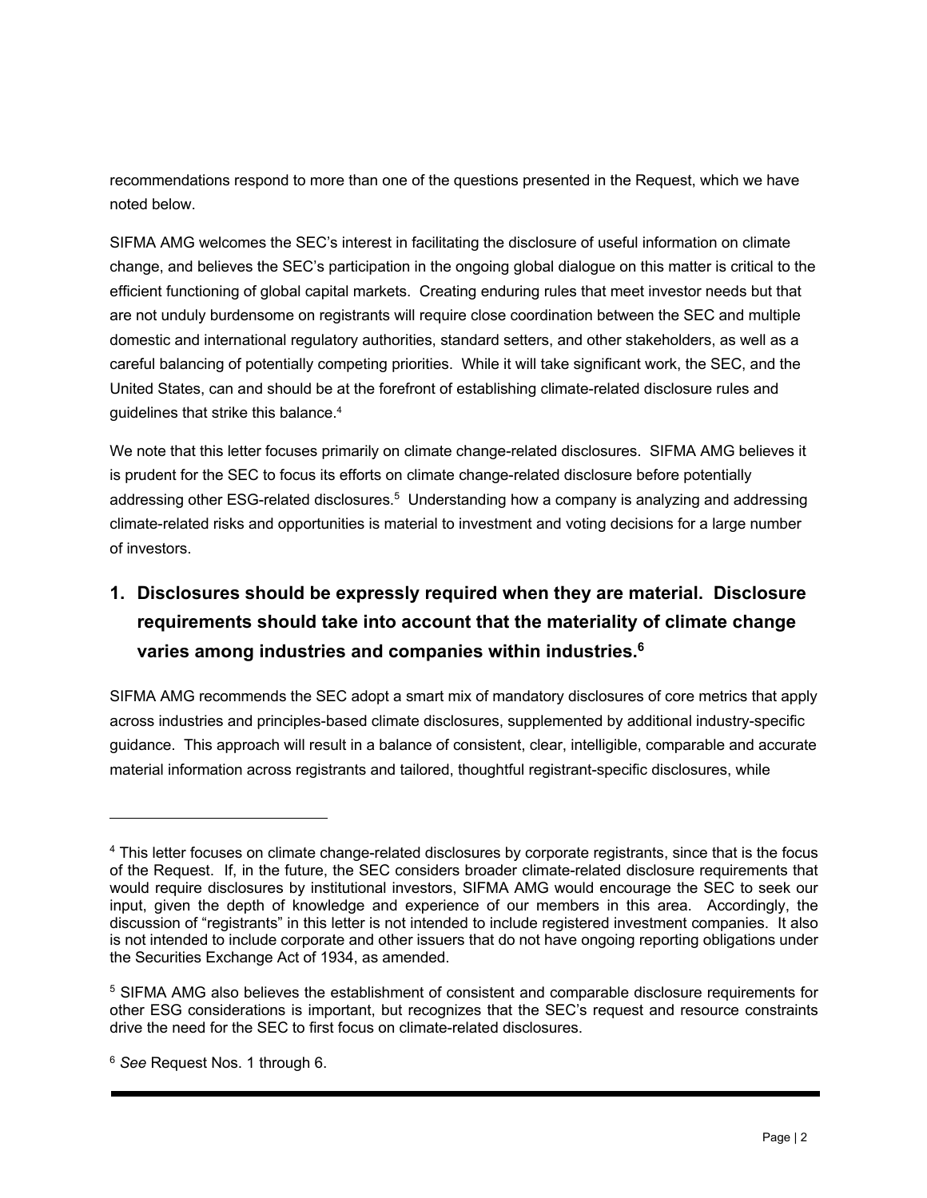recommendations respond to more than one of the questions presented in the Request, which we have noted below.

SIFMA AMG welcomes the SEC's interest in facilitating the disclosure of useful information on climate change, and believes the SEC's participation in the ongoing global dialogue on this matter is critical to the efficient functioning of global capital markets. Creating enduring rules that meet investor needs but that are not unduly burdensome on registrants will require close coordination between the SEC and multiple domestic and international regulatory authorities, standard setters, and other stakeholders, as well as a careful balancing of potentially competing priorities. While it will take significant work, the SEC, and the United States, can and should be at the forefront of establishing climate-related disclosure rules and guidelines that strike this balance.[4]

We note that this letter focuses primarily on climate change-related disclosures. SIFMA AMG believes it is prudent for the SEC to focus its efforts on climate change-related disclosure before potentially addressing other ESG-related disclosures.[5] Understanding how a company is analyzing and addressing climate-related risks and opportunities is material to investment and voting decisions for a large number of investors.

## 1. Disclosures should be expressly required when they are material. Disclosure requirements should take into account that the materiality of climate change varies among industries and companies within industries.[6]

SIFMA AMG recommends the SEC adopt a smart mix of mandatory disclosures of core metrics that apply across industries and principles-based climate disclosures, supplemented by additional industry-specific guidance. This approach will result in a balance of consistent, clear, intelligible, comparable and accurate material information across registrants and tailored, thoughtful registrant-specific disclosures, while

---

[4] This letter focuses on climate change-related disclosures by corporate registrants, since that is the focus of the Request. If, in the future, the SEC considers broader climate-related disclosure requirements that would require disclosures by institutional investors, SIFMA AMG would encourage the SEC to seek our input, given the depth of knowledge and experience of our members in this area. Accordingly, the discussion of "registrants" in this letter is not intended to include registered investment companies. It also is not intended to include corporate and other issuers that do not have ongoing reporting obligations under the Securities Exchange Act of 1934, as amended.

[5] SIFMA AMG also believes the establishment of consistent and comparable disclosure requirements for other ESG considerations is important, but recognizes that the SEC's request and resource constraints drive the need for the SEC to first focus on climate-related disclosures.

[6] *See* Request Nos. 1 through 6.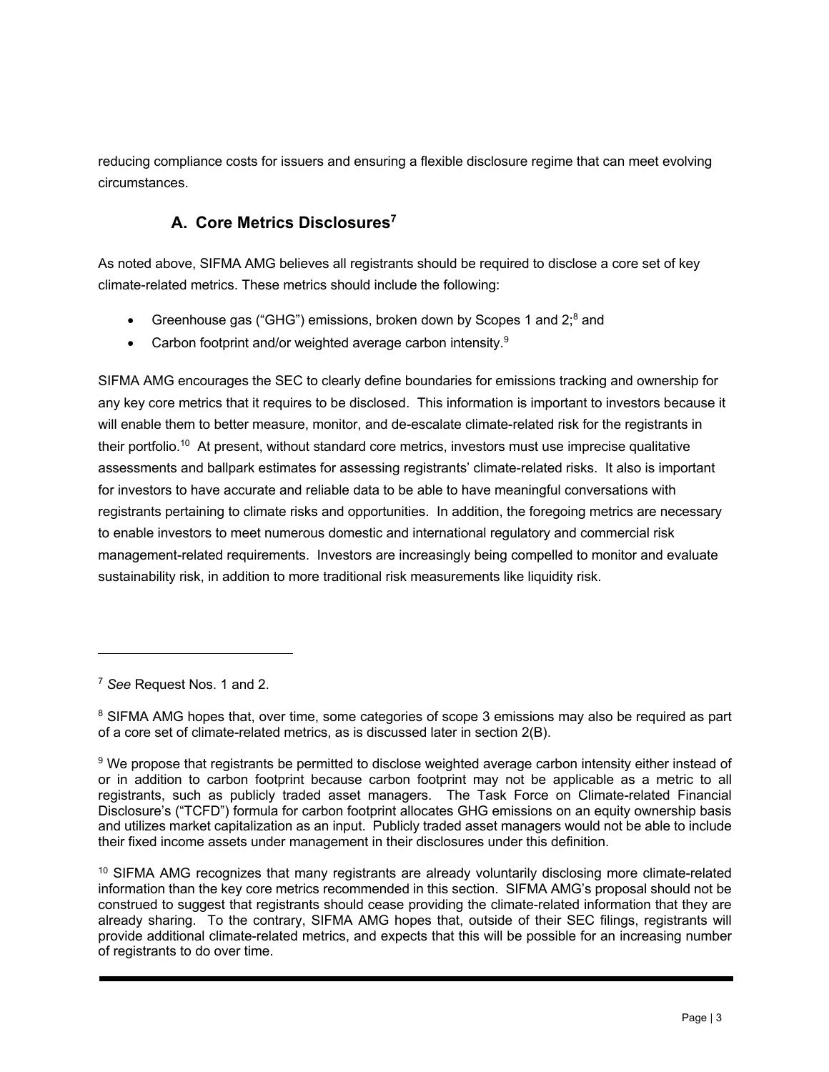reducing compliance costs for issuers and ensuring a flexible disclosure regime that can meet evolving circumstances.

### A. Core Metrics Disclosures[7]

As noted above, SIFMA AMG believes all registrants should be required to disclose a core set of key climate-related metrics. These metrics should include the following:

- Greenhouse gas ("GHG") emissions, broken down by Scopes 1 and 2;[8] and
- Carbon footprint and/or weighted average carbon intensity.[9]

SIFMA AMG encourages the SEC to clearly define boundaries for emissions tracking and ownership for any key core metrics that it requires to be disclosed. This information is important to investors because it will enable them to better measure, monitor, and de-escalate climate-related risk for the registrants in their portfolio.[10] At present, without standard core metrics, investors must use imprecise qualitative assessments and ballpark estimates for assessing registrants' climate-related risks. It also is important for investors to have accurate and reliable data to be able to have meaningful conversations with registrants pertaining to climate risks and opportunities. In addition, the foregoing metrics are necessary to enable investors to meet numerous domestic and international regulatory and commercial risk management-related requirements. Investors are increasingly being compelled to monitor and evaluate sustainability risk, in addition to more traditional risk measurements like liquidity risk.

---

[7] *See* Request Nos. 1 and 2.

[8] SIFMA AMG hopes that, over time, some categories of scope 3 emissions may also be required as part of a core set of climate-related metrics, as is discussed later in section 2(B).

[9] We propose that registrants be permitted to disclose weighted average carbon intensity either instead of or in addition to carbon footprint because carbon footprint may not be applicable as a metric to all registrants, such as publicly traded asset managers. The Task Force on Climate-related Financial Disclosure's ("TCFD") formula for carbon footprint allocates GHG emissions on an equity ownership basis and utilizes market capitalization as an input. Publicly traded asset managers would not be able to include their fixed income assets under management in their disclosures under this definition.

[10] SIFMA AMG recognizes that many registrants are already voluntarily disclosing more climate-related information than the key core metrics recommended in this section. SIFMA AMG's proposal should not be construed to suggest that registrants should cease providing the climate-related information that they are already sharing. To the contrary, SIFMA AMG hopes that, outside of their SEC filings, registrants will provide additional climate-related metrics, and expects that this will be possible for an increasing number of registrants to do over time.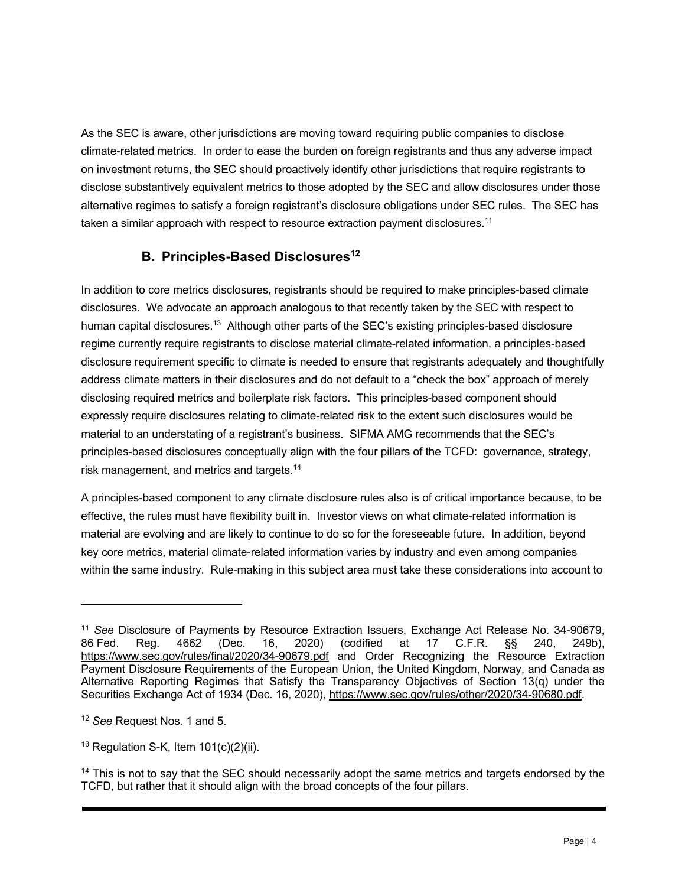As the SEC is aware, other jurisdictions are moving toward requiring public companies to disclose climate-related metrics. In order to ease the burden on foreign registrants and thus any adverse impact on investment returns, the SEC should proactively identify other jurisdictions that require registrants to disclose substantively equivalent metrics to those adopted by the SEC and allow disclosures under those alternative regimes to satisfy a foreign registrant's disclosure obligations under SEC rules. The SEC has taken a similar approach with respect to resource extraction payment disclosures.[11]

### B. Principles-Based Disclosures[12]

In addition to core metrics disclosures, registrants should be required to make principles-based climate disclosures. We advocate an approach analogous to that recently taken by the SEC with respect to human capital disclosures.[13] Although other parts of the SEC's existing principles-based disclosure regime currently require registrants to disclose material climate-related information, a principles-based disclosure requirement specific to climate is needed to ensure that registrants adequately and thoughtfully address climate matters in their disclosures and do not default to a "check the box" approach of merely disclosing required metrics and boilerplate risk factors. This principles-based component should expressly require disclosures relating to climate-related risk to the extent such disclosures would be material to an understating of a registrant's business. SIFMA AMG recommends that the SEC's principles-based disclosures conceptually align with the four pillars of the TCFD: governance, strategy, risk management, and metrics and targets.[14]

A principles-based component to any climate disclosure rules also is of critical importance because, to be effective, the rules must have flexibility built in. Investor views on what climate-related information is material are evolving and are likely to continue to do so for the foreseeable future. In addition, beyond key core metrics, material climate-related information varies by industry and even among companies within the same industry. Rule-making in this subject area must take these considerations into account to

---

[11] *See* Disclosure of Payments by Resource Extraction Issuers, Exchange Act Release No. 34-90679, 86 Fed. Reg. 4662 (Dec. 16, 2020) (codified at 17 C.F.R. §§ 240, 249b), https://www.sec.gov/rules/final/2020/34-90679.pdf and Order Recognizing the Resource Extraction Payment Disclosure Requirements of the European Union, the United Kingdom, Norway, and Canada as Alternative Reporting Regimes that Satisfy the Transparency Objectives of Section 13(q) under the Securities Exchange Act of 1934 (Dec. 16, 2020), https://www.sec.gov/rules/other/2020/34-90680.pdf.

[12] *See* Request Nos. 1 and 5.

[13] Regulation S-K, Item 101(c)(2)(ii).

[14] This is not to say that the SEC should necessarily adopt the same metrics and targets endorsed by the TCFD, but rather that it should align with the broad concepts of the four pillars.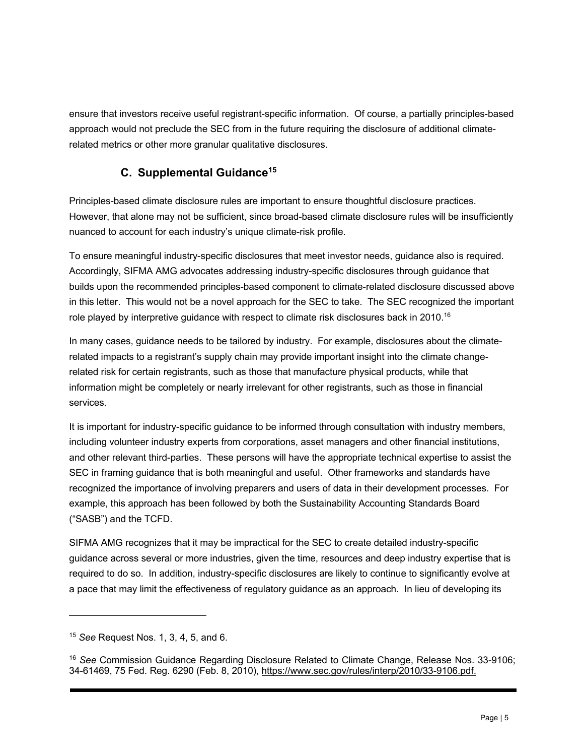ensure that investors receive useful registrant-specific information. Of course, a partially principles-based approach would not preclude the SEC from in the future requiring the disclosure of additional climate-related metrics or other more granular qualitative disclosures.

### C. Supplemental Guidance[15]

Principles-based climate disclosure rules are important to ensure thoughtful disclosure practices. However, that alone may not be sufficient, since broad-based climate disclosure rules will be insufficiently nuanced to account for each industry's unique climate-risk profile.

To ensure meaningful industry-specific disclosures that meet investor needs, guidance also is required. Accordingly, SIFMA AMG advocates addressing industry-specific disclosures through guidance that builds upon the recommended principles-based component to climate-related disclosure discussed above in this letter. This would not be a novel approach for the SEC to take. The SEC recognized the important role played by interpretive guidance with respect to climate risk disclosures back in 2010.[16]

In many cases, guidance needs to be tailored by industry. For example, disclosures about the climate-related impacts to a registrant's supply chain may provide important insight into the climate change-related risk for certain registrants, such as those that manufacture physical products, while that information might be completely or nearly irrelevant for other registrants, such as those in financial services.

It is important for industry-specific guidance to be informed through consultation with industry members, including volunteer industry experts from corporations, asset managers and other financial institutions, and other relevant third-parties. These persons will have the appropriate technical expertise to assist the SEC in framing guidance that is both meaningful and useful. Other frameworks and standards have recognized the importance of involving preparers and users of data in their development processes. For example, this approach has been followed by both the Sustainability Accounting Standards Board ("SASB") and the TCFD.

SIFMA AMG recognizes that it may be impractical for the SEC to create detailed industry-specific guidance across several or more industries, given the time, resources and deep industry expertise that is required to do so. In addition, industry-specific disclosures are likely to continue to significantly evolve at a pace that may limit the effectiveness of regulatory guidance as an approach. In lieu of developing its

---

[15] *See* Request Nos. 1, 3, 4, 5, and 6.

[16] *See* Commission Guidance Regarding Disclosure Related to Climate Change, Release Nos. 33-9106; 34-61469, 75 Fed. Reg. 6290 (Feb. 8, 2010), https://www.sec.gov/rules/interp/2010/33-9106.pdf.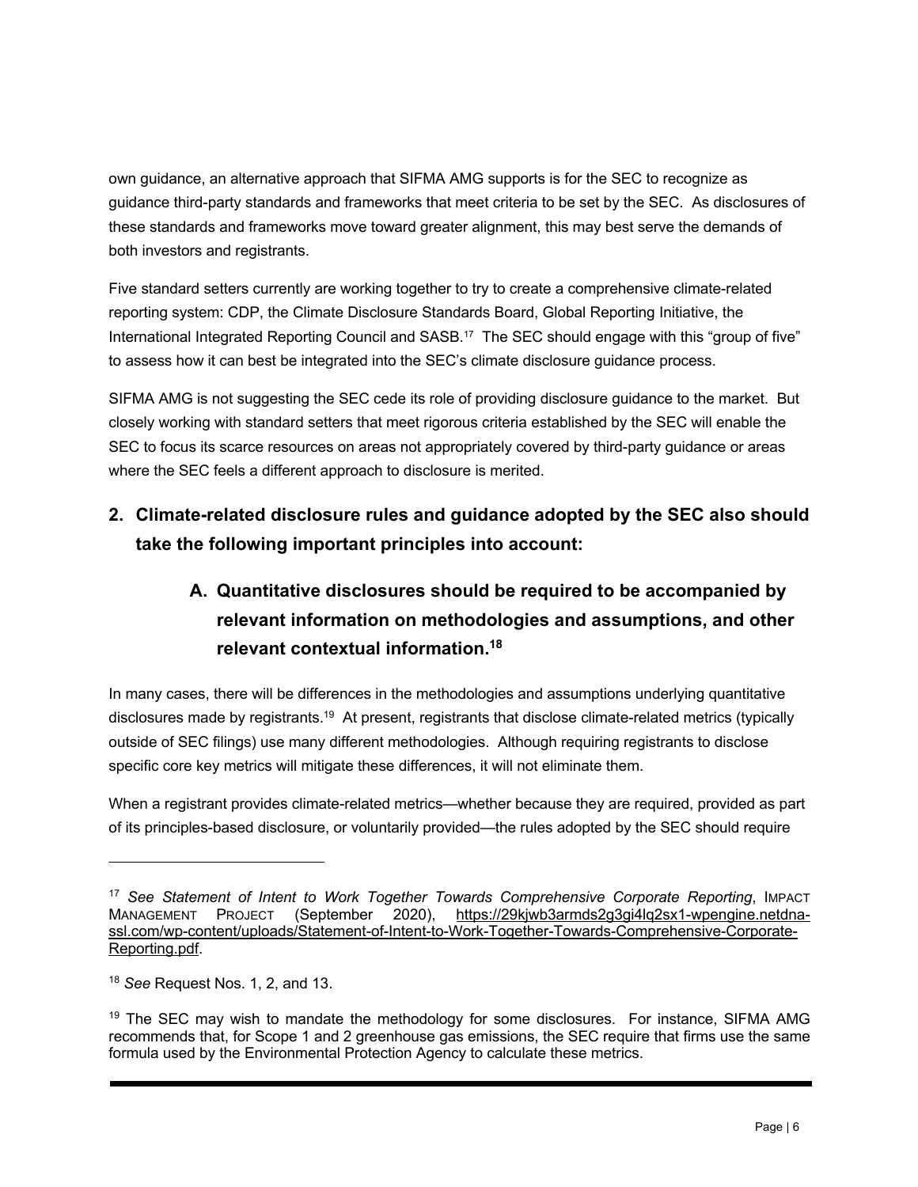own guidance, an alternative approach that SIFMA AMG supports is for the SEC to recognize as guidance third-party standards and frameworks that meet criteria to be set by the SEC. As disclosures of these standards and frameworks move toward greater alignment, this may best serve the demands of both investors and registrants.

Five standard setters currently are working together to try to create a comprehensive climate-related reporting system: CDP, the Climate Disclosure Standards Board, Global Reporting Initiative, the International Integrated Reporting Council and SASB.[17] The SEC should engage with this "group of five" to assess how it can best be integrated into the SEC's climate disclosure guidance process.

SIFMA AMG is not suggesting the SEC cede its role of providing disclosure guidance to the market. But closely working with standard setters that meet rigorous criteria established by the SEC will enable the SEC to focus its scarce resources on areas not appropriately covered by third-party guidance or areas where the SEC feels a different approach to disclosure is merited.

## 2. Climate-related disclosure rules and guidance adopted by the SEC also should take the following important principles into account:

### A. Quantitative disclosures should be required to be accompanied by relevant information on methodologies and assumptions, and other relevant contextual information.[18]

In many cases, there will be differences in the methodologies and assumptions underlying quantitative disclosures made by registrants.[19] At present, registrants that disclose climate-related metrics (typically outside of SEC filings) use many different methodologies. Although requiring registrants to disclose specific core key metrics will mitigate these differences, it will not eliminate them.

When a registrant provides climate-related metrics—whether because they are required, provided as part of its principles-based disclosure, or voluntarily provided—the rules adopted by the SEC should require

---

[17] *See Statement of Intent to Work Together Towards Comprehensive Corporate Reporting*, Impact Management Project (September 2020), https://29kjwb3armds2g3gi4lq2sx1-wpengine.netdna-ssl.com/wp-content/uploads/Statement-of-Intent-to-Work-Together-Towards-Comprehensive-Corporate-Reporting.pdf.

[18] *See* Request Nos. 1, 2, and 13.

[19] The SEC may wish to mandate the methodology for some disclosures. For instance, SIFMA AMG recommends that, for Scope 1 and 2 greenhouse gas emissions, the SEC require that firms use the same formula used by the Environmental Protection Agency to calculate these metrics.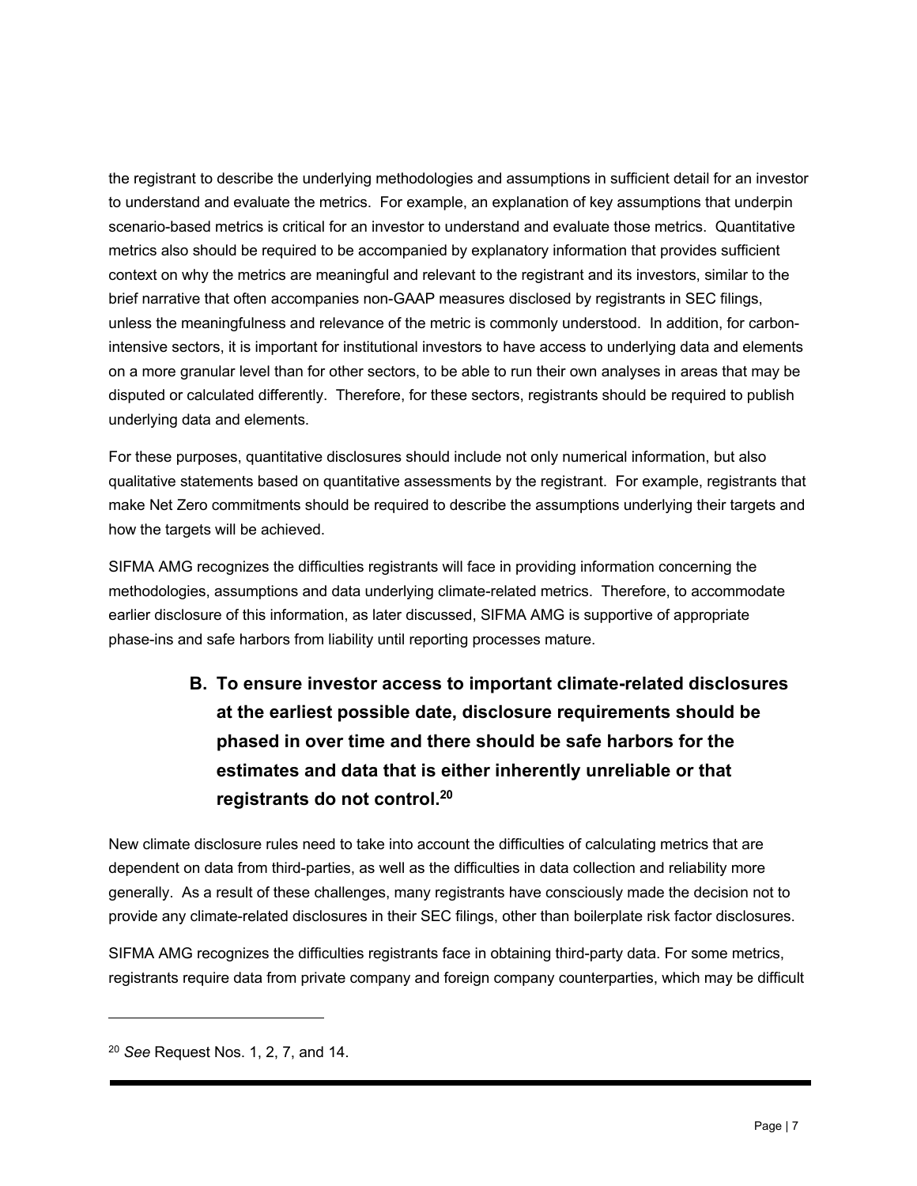the registrant to describe the underlying methodologies and assumptions in sufficient detail for an investor to understand and evaluate the metrics. For example, an explanation of key assumptions that underpin scenario-based metrics is critical for an investor to understand and evaluate those metrics. Quantitative metrics also should be required to be accompanied by explanatory information that provides sufficient context on why the metrics are meaningful and relevant to the registrant and its investors, similar to the brief narrative that often accompanies non-GAAP measures disclosed by registrants in SEC filings, unless the meaningfulness and relevance of the metric is commonly understood. In addition, for carbon-intensive sectors, it is important for institutional investors to have access to underlying data and elements on a more granular level than for other sectors, to be able to run their own analyses in areas that may be disputed or calculated differently. Therefore, for these sectors, registrants should be required to publish underlying data and elements.

For these purposes, quantitative disclosures should include not only numerical information, but also qualitative statements based on quantitative assessments by the registrant. For example, registrants that make Net Zero commitments should be required to describe the assumptions underlying their targets and how the targets will be achieved.

SIFMA AMG recognizes the difficulties registrants will face in providing information concerning the methodologies, assumptions and data underlying climate-related metrics. Therefore, to accommodate earlier disclosure of this information, as later discussed, SIFMA AMG is supportive of appropriate phase-ins and safe harbors from liability until reporting processes mature.

### B. To ensure investor access to important climate-related disclosures at the earliest possible date, disclosure requirements should be phased in over time and there should be safe harbors for the estimates and data that is either inherently unreliable or that registrants do not control.[20]

New climate disclosure rules need to take into account the difficulties of calculating metrics that are dependent on data from third-parties, as well as the difficulties in data collection and reliability more generally. As a result of these challenges, many registrants have consciously made the decision not to provide any climate-related disclosures in their SEC filings, other than boilerplate risk factor disclosures.

SIFMA AMG recognizes the difficulties registrants face in obtaining third-party data. For some metrics, registrants require data from private company and foreign company counterparties, which may be difficult

---

[20] *See* Request Nos. 1, 2, 7, and 14.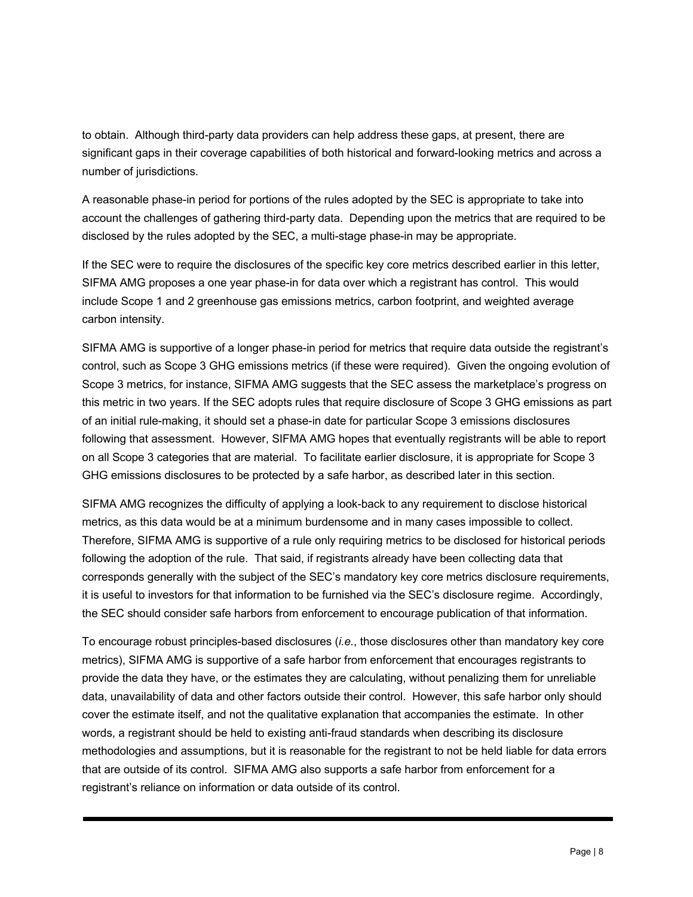to obtain. Although third-party data providers can help address these gaps, at present, there are significant gaps in their coverage capabilities of both historical and forward-looking metrics and across a number of jurisdictions.

A reasonable phase-in period for portions of the rules adopted by the SEC is appropriate to take into account the challenges of gathering third-party data. Depending upon the metrics that are required to be disclosed by the rules adopted by the SEC, a multi-stage phase-in may be appropriate.

If the SEC were to require the disclosures of the specific key core metrics described earlier in this letter, SIFMA AMG proposes a one year phase-in for data over which a registrant has control. This would include Scope 1 and 2 greenhouse gas emissions metrics, carbon footprint, and weighted average carbon intensity.

SIFMA AMG is supportive of a longer phase-in period for metrics that require data outside the registrant's control, such as Scope 3 GHG emissions metrics (if these were required). Given the ongoing evolution of Scope 3 metrics, for instance, SIFMA AMG suggests that the SEC assess the marketplace's progress on this metric in two years. If the SEC adopts rules that require disclosure of Scope 3 GHG emissions as part of an initial rule-making, it should set a phase-in date for particular Scope 3 emissions disclosures following that assessment. However, SIFMA AMG hopes that eventually registrants will be able to report on all Scope 3 categories that are material. To facilitate earlier disclosure, it is appropriate for Scope 3 GHG emissions disclosures to be protected by a safe harbor, as described later in this section.

SIFMA AMG recognizes the difficulty of applying a look-back to any requirement to disclose historical metrics, as this data would be at a minimum burdensome and in many cases impossible to collect. Therefore, SIFMA AMG is supportive of a rule only requiring metrics to be disclosed for historical periods following the adoption of the rule. That said, if registrants already have been collecting data that corresponds generally with the subject of the SEC's mandatory key core metrics disclosure requirements, it is useful to investors for that information to be furnished via the SEC's disclosure regime. Accordingly, the SEC should consider safe harbors from enforcement to encourage publication of that information.

To encourage robust principles-based disclosures (*i.e.*, those disclosures other than mandatory key core metrics), SIFMA AMG is supportive of a safe harbor from enforcement that encourages registrants to provide the data they have, or the estimates they are calculating, without penalizing them for unreliable data, unavailability of data and other factors outside their control. However, this safe harbor only should cover the estimate itself, and not the qualitative explanation that accompanies the estimate. In other words, a registrant should be held to existing anti-fraud standards when describing its disclosure methodologies and assumptions, but it is reasonable for the registrant to not be held liable for data errors that are outside of its control. SIFMA AMG also supports a safe harbor from enforcement for a registrant's reliance on information or data outside of its control.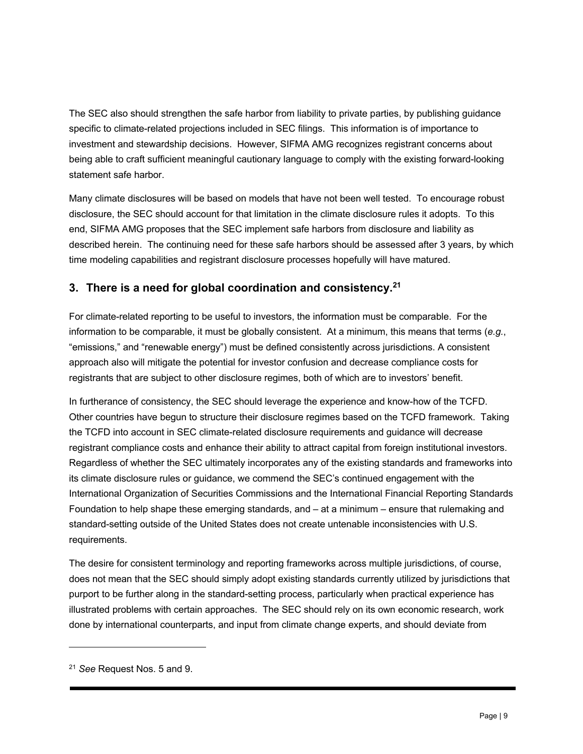The SEC also should strengthen the safe harbor from liability to private parties, by publishing guidance specific to climate-related projections included in SEC filings. This information is of importance to investment and stewardship decisions. However, SIFMA AMG recognizes registrant concerns about being able to craft sufficient meaningful cautionary language to comply with the existing forward-looking statement safe harbor.

Many climate disclosures will be based on models that have not been well tested. To encourage robust disclosure, the SEC should account for that limitation in the climate disclosure rules it adopts. To this end, SIFMA AMG proposes that the SEC implement safe harbors from disclosure and liability as described herein. The continuing need for these safe harbors should be assessed after 3 years, by which time modeling capabilities and registrant disclosure processes hopefully will have matured.

## 3. There is a need for global coordination and consistency.[21]

For climate-related reporting to be useful to investors, the information must be comparable. For the information to be comparable, it must be globally consistent. At a minimum, this means that terms (*e.g.*, "emissions," and "renewable energy") must be defined consistently across jurisdictions. A consistent approach also will mitigate the potential for investor confusion and decrease compliance costs for registrants that are subject to other disclosure regimes, both of which are to investors' benefit.

In furtherance of consistency, the SEC should leverage the experience and know-how of the TCFD. Other countries have begun to structure their disclosure regimes based on the TCFD framework. Taking the TCFD into account in SEC climate-related disclosure requirements and guidance will decrease registrant compliance costs and enhance their ability to attract capital from foreign institutional investors. Regardless of whether the SEC ultimately incorporates any of the existing standards and frameworks into its climate disclosure rules or guidance, we commend the SEC's continued engagement with the International Organization of Securities Commissions and the International Financial Reporting Standards Foundation to help shape these emerging standards, and – at a minimum – ensure that rulemaking and standard-setting outside of the United States does not create untenable inconsistencies with U.S. requirements.

The desire for consistent terminology and reporting frameworks across multiple jurisdictions, of course, does not mean that the SEC should simply adopt existing standards currently utilized by jurisdictions that purport to be further along in the standard-setting process, particularly when practical experience has illustrated problems with certain approaches. The SEC should rely on its own economic research, work done by international counterparts, and input from climate change experts, and should deviate from

---

[21] *See* Request Nos. 5 and 9.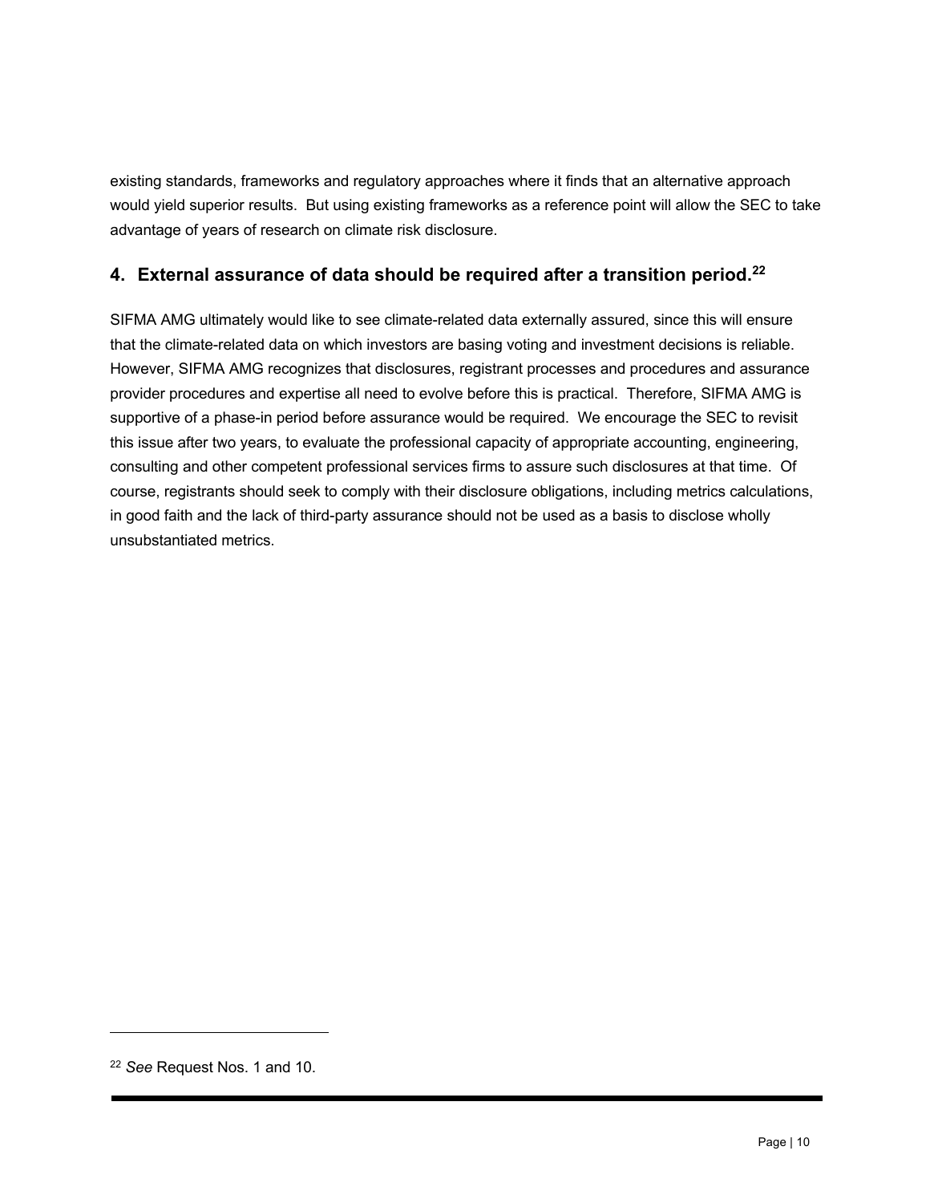existing standards, frameworks and regulatory approaches where it finds that an alternative approach would yield superior results. But using existing frameworks as a reference point will allow the SEC to take advantage of years of research on climate risk disclosure.

## 4. External assurance of data should be required after a transition period.[22]

SIFMA AMG ultimately would like to see climate-related data externally assured, since this will ensure that the climate-related data on which investors are basing voting and investment decisions is reliable. However, SIFMA AMG recognizes that disclosures, registrant processes and procedures and assurance provider procedures and expertise all need to evolve before this is practical. Therefore, SIFMA AMG is supportive of a phase-in period before assurance would be required. We encourage the SEC to revisit this issue after two years, to evaluate the professional capacity of appropriate accounting, engineering, consulting and other competent professional services firms to assure such disclosures at that time. Of course, registrants should seek to comply with their disclosure obligations, including metrics calculations, in good faith and the lack of third-party assurance should not be used as a basis to disclose wholly unsubstantiated metrics.

---

[22] *See* Request Nos. 1 and 10.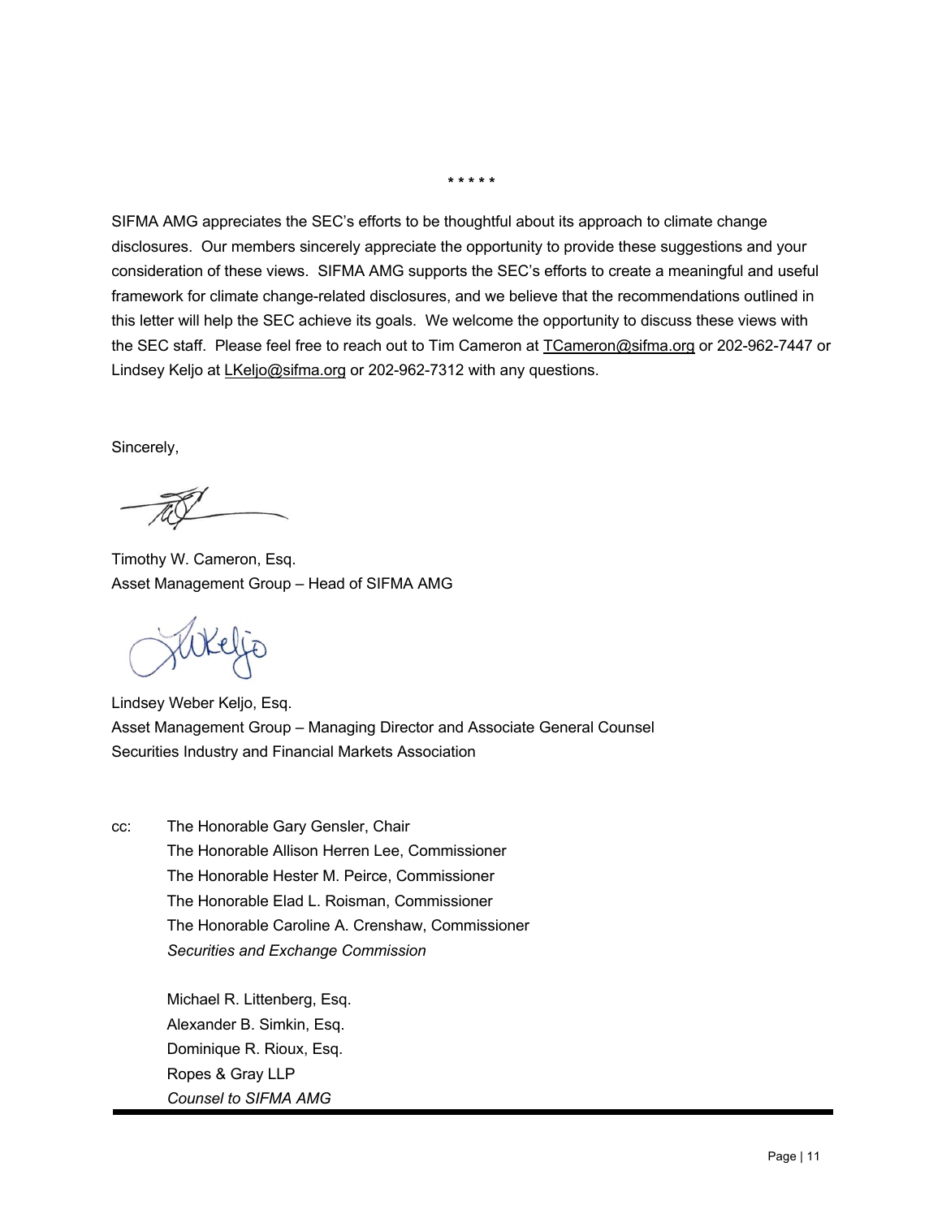\* \* \* \* \*

SIFMA AMG appreciates the SEC's efforts to be thoughtful about its approach to climate change disclosures. Our members sincerely appreciate the opportunity to provide these suggestions and your consideration of these views. SIFMA AMG supports the SEC's efforts to create a meaningful and useful framework for climate change-related disclosures, and we believe that the recommendations outlined in this letter will help the SEC achieve its goals. We welcome the opportunity to discuss these views with the SEC staff. Please feel free to reach out to Tim Cameron at TCameron@sifma.org or 202-962-7447 or Lindsey Keljo at LKeljo@sifma.org or 202-962-7312 with any questions.

Sincerely,

Timothy W. Cameron, Esq.
Asset Management Group – Head of SIFMA AMG

Lindsey Weber Keljo, Esq.
Asset Management Group – Managing Director and Associate General Counsel
Securities Industry and Financial Markets Association

cc: The Honorable Gary Gensler, Chair
The Honorable Allison Herren Lee, Commissioner
The Honorable Hester M. Peirce, Commissioner
The Honorable Elad L. Roisman, Commissioner
The Honorable Caroline A. Crenshaw, Commissioner
*Securities and Exchange Commission*

Michael R. Littenberg, Esq.
Alexander B. Simkin, Esq.
Dominique R. Rioux, Esq.
Ropes & Gray LLP
*Counsel to SIFMA AMG*